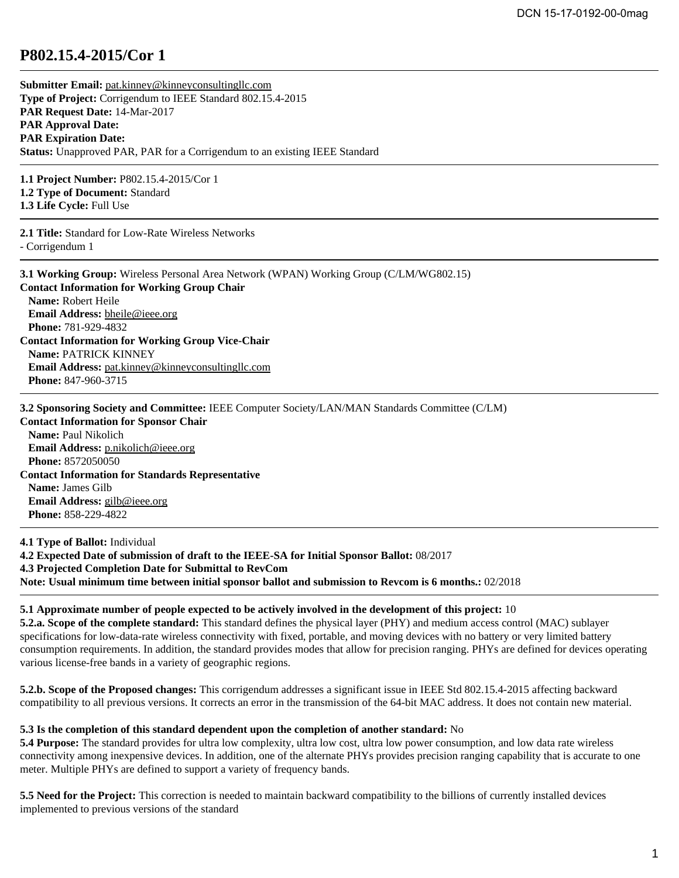# P802.15.4-2015/Cor 1

**Submitter Email:** pat.kinney@kinneyconsultingllc.com
**Type of Project:** Corrigendum to IEEE Standard 802.15.4-2015
**PAR Request Date:** 14-Mar-2017
**PAR Approval Date:**
**PAR Expiration Date:**
**Status:** Unapproved PAR, PAR for a Corrigendum to an existing IEEE Standard

---

**1.1 Project Number:** P802.15.4-2015/Cor 1
**1.2 Type of Document:** Standard
**1.3 Life Cycle:** Full Use

---

**2.1 Title:** Standard for Low-Rate Wireless Networks
- Corrigendum 1

---

**3.1 Working Group:** Wireless Personal Area Network (WPAN) Working Group (C/LM/WG802.15)
**Contact Information for Working Group Chair**
 **Name:** Robert Heile
 **Email Address:** bheile@ieee.org
 **Phone:** 781-929-4832
**Contact Information for Working Group Vice-Chair**
 **Name:** PATRICK KINNEY
 **Email Address:** pat.kinney@kinneyconsultingllc.com
 **Phone:** 847-960-3715

---

**3.2 Sponsoring Society and Committee:** IEEE Computer Society/LAN/MAN Standards Committee (C/LM)
**Contact Information for Sponsor Chair**
 **Name:** Paul Nikolich
 **Email Address:** p.nikolich@ieee.org
 **Phone:** 8572050050
**Contact Information for Standards Representative**
 **Name:** James Gilb
 **Email Address:** gilb@ieee.org
 **Phone:** 858-229-4822

---

**4.1 Type of Ballot:** Individual
**4.2 Expected Date of submission of draft to the IEEE-SA for Initial Sponsor Ballot:** 08/2017
**4.3 Projected Completion Date for Submittal to RevCom**
**Note: Usual minimum time between initial sponsor ballot and submission to Revcom is 6 months.:** 02/2018

---

**5.1 Approximate number of people expected to be actively involved in the development of this project:** 10
**5.2.a. Scope of the complete standard:** This standard defines the physical layer (PHY) and medium access control (MAC) sublayer specifications for low-data-rate wireless connectivity with fixed, portable, and moving devices with no battery or very limited battery consumption requirements. In addition, the standard provides modes that allow for precision ranging. PHYs are defined for devices operating various license-free bands in a variety of geographic regions.

**5.2.b. Scope of the Proposed changes:** This corrigendum addresses a significant issue in IEEE Std 802.15.4-2015 affecting backward compatibility to all previous versions. It corrects an error in the transmission of the 64-bit MAC address. It does not contain new material.

**5.3 Is the completion of this standard dependent upon the completion of another standard:** No
**5.4 Purpose:** The standard provides for ultra low complexity, ultra low cost, ultra low power consumption, and low data rate wireless connectivity among inexpensive devices. In addition, one of the alternate PHYs provides precision ranging capability that is accurate to one meter. Multiple PHYs are defined to support a variety of frequency bands.

**5.5 Need for the Project:** This correction is needed to maintain backward compatibility to the billions of currently installed devices implemented to previous versions of the standard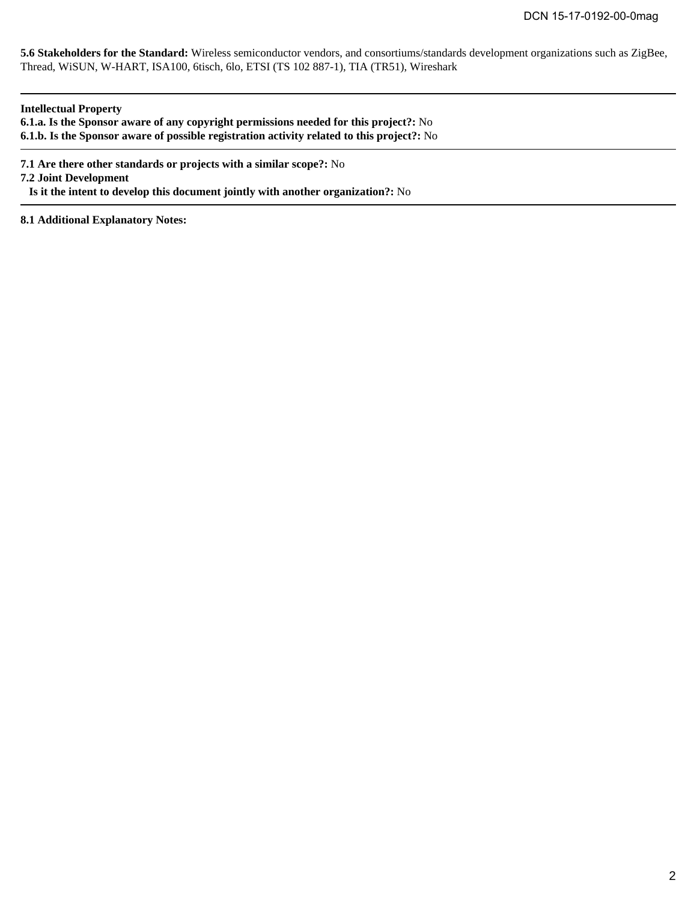**5.6 Stakeholders for the Standard:** Wireless semiconductor vendors, and consortiums/standards development organizations such as ZigBee, Thread, WiSUN, W-HART, ISA100, 6tisch, 6lo, ETSI (TS 102 887-1), TIA (TR51), Wireshark

---

**Intellectual Property**

**6.1.a. Is the Sponsor aware of any copyright permissions needed for this project?:** No

**6.1.b. Is the Sponsor aware of possible registration activity related to this project?:** No

---

**7.1 Are there other standards or projects with a similar scope?:** No

**7.2 Joint Development**

**Is it the intent to develop this document jointly with another organization?:** No

---

**8.1 Additional Explanatory Notes:**